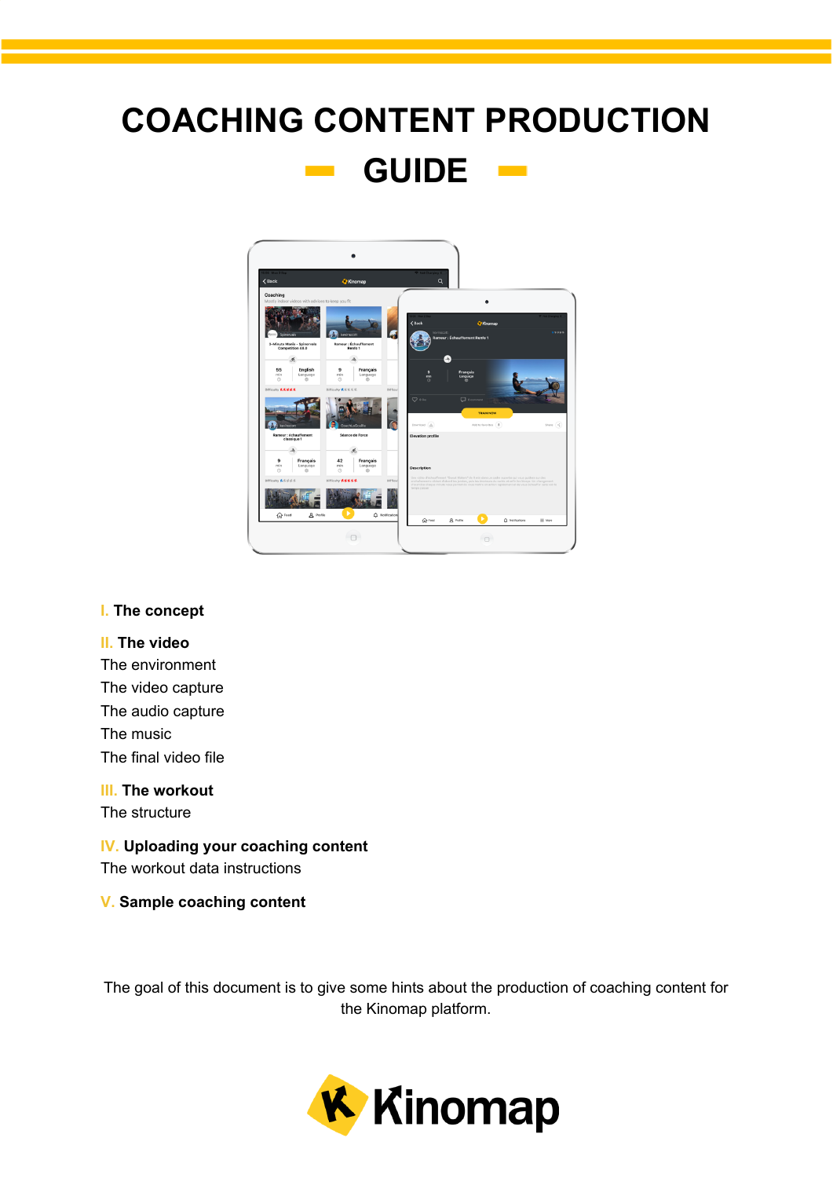# COAching CONTENT PRODUCTION

# GUIDE

**I. The concept**

**II. The video**

The environment

The video capture

The audio capture

The music

The final video file

**III. The workout**

The structure

**IV. Uploading your coaching content**

The workout data instructions

**V. Sample coaching content**

The goal of this document is to give some hints about the production of coaching content for the Kinomap platform.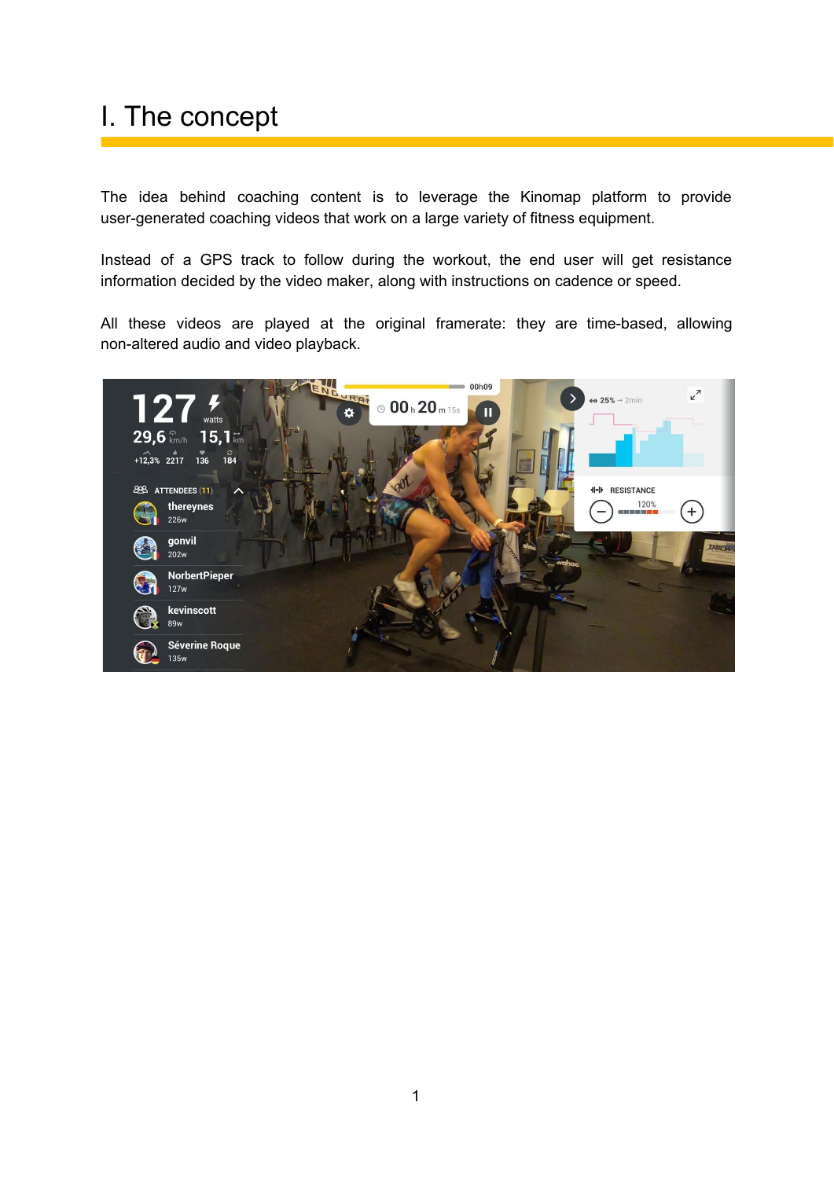# I. The concept

The idea behind coaching content is to leverage the Kinomap platform to provide user-generated coaching videos that work on a large variety of fitness equipment.

Instead of a GPS track to follow during the workout, the end user will get resistance information decided by the video maker, along with instructions on cadence or speed.

All these videos are played at the original framerate: they are time-based, allowing non-altered audio and video playback.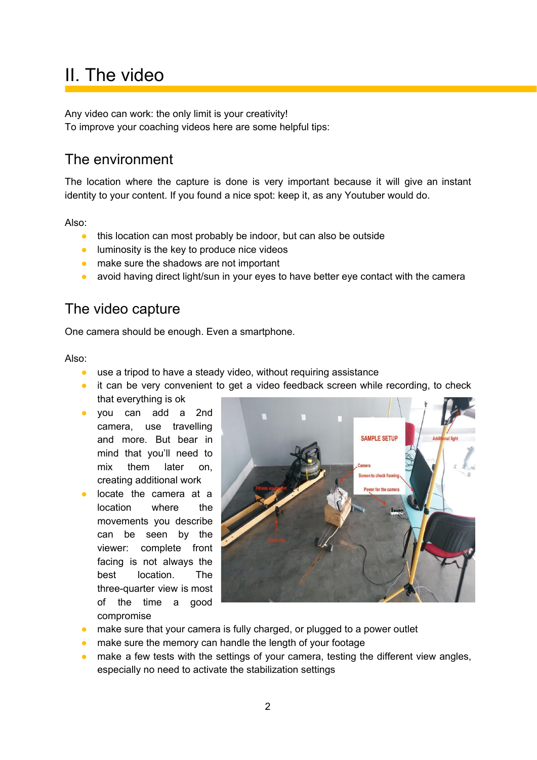# II. The video

Any video can work: the only limit is your creativity!
To improve your coaching videos here are some helpful tips:

## The environment

The location where the capture is done is very important because it will give an instant identity to your content. If you found a nice spot: keep it, as any Youtuber would do.

Also:

- this location can most probably be indoor, but can also be outside
- luminosity is the key to produce nice videos
- make sure the shadows are not important
- avoid having direct light/sun in your eyes to have better eye contact with the camera

## The video capture

One camera should be enough. Even a smartphone.

Also:

- use a tripod to have a steady video, without requiring assistance
- it can be very convenient to get a video feedback screen while recording, to check that everything is ok
- you can add a 2nd camera, use travelling and more. But bear in mind that you'll need to mix them later on, creating additional work
- locate the camera at a location where the movements you describe can be seen by the viewer: complete front facing is not always the best location. The three-quarter view is most of the time a good compromise
- make sure that your camera is fully charged, or plugged to a power outlet
- make sure the memory can handle the length of your footage
- make a few tests with the settings of your camera, testing the different view angles, especially no need to activate the stabilization settings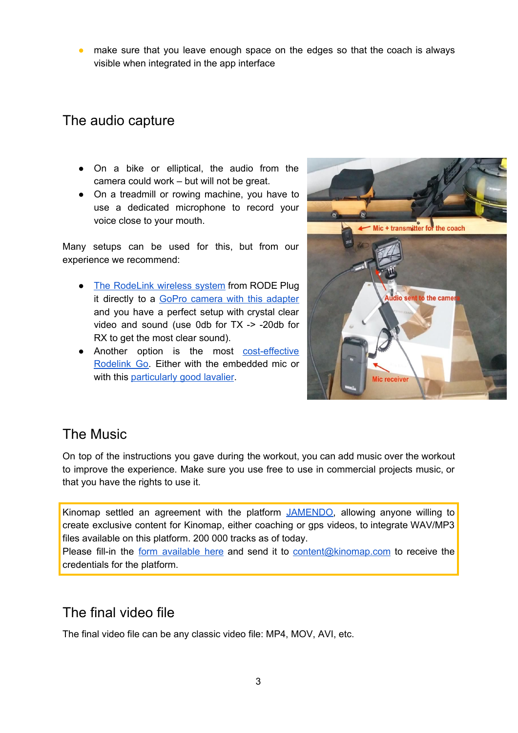- make sure that you leave enough space on the edges so that the coach is always visible when integrated in the app interface

## The audio capture

- On a bike or elliptical, the audio from the camera could work – but will not be great.
- On a treadmill or rowing machine, you have to use a dedicated microphone to record your voice close to your mouth.

Many setups can be used for this, but from our experience we recommend:

- The RodeLink wireless system from RODE Plug it directly to a GoPro camera with this adapter and you have a perfect setup with crystal clear video and sound (use 0db for TX -> -20db for RX to get the most clear sound).
- Another option is the most cost-effective Rodelink Go. Either with the embedded mic or with this particularly good lavalier.

## The Music

On top of the instructions you gave during the workout, you can add music over the workout to improve the experience. Make sure you use free to use in commercial projects music, or that you have the rights to use it.

Kinomap settled an agreement with the platform JAMENDO, allowing anyone willing to create exclusive content for Kinomap, either coaching or gps videos, to integrate WAV/MP3 files available on this platform. 200 000 tracks as of today.
Please fill-in the form available here and send it to content@kinomap.com to receive the credentials for the platform.

## The final video file

The final video file can be any classic video file: MP4, MOV, AVI, etc.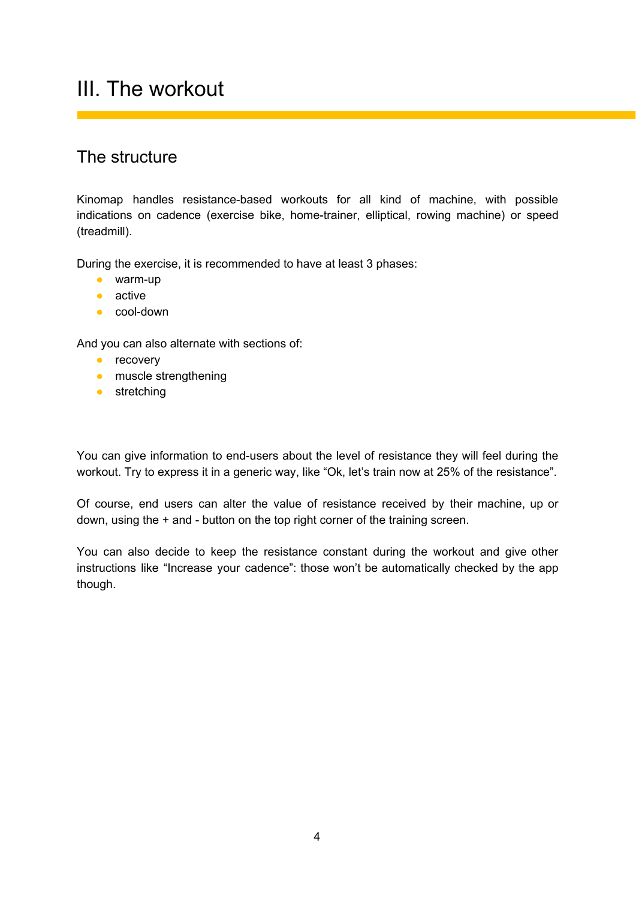# III. The workout

## The structure

Kinomap handles resistance-based workouts for all kind of machine, with possible indications on cadence (exercise bike, home-trainer, elliptical, rowing machine) or speed (treadmill).

During the exercise, it is recommended to have at least 3 phases:

- warm-up
- active
- cool-down

And you can also alternate with sections of:

- recovery
- muscle strengthening
- stretching

You can give information to end-users about the level of resistance they will feel during the workout. Try to express it in a generic way, like "Ok, let's train now at 25% of the resistance".

Of course, end users can alter the value of resistance received by their machine, up or down, using the + and - button on the top right corner of the training screen.

You can also decide to keep the resistance constant during the workout and give other instructions like "Increase your cadence": those won't be automatically checked by the app though.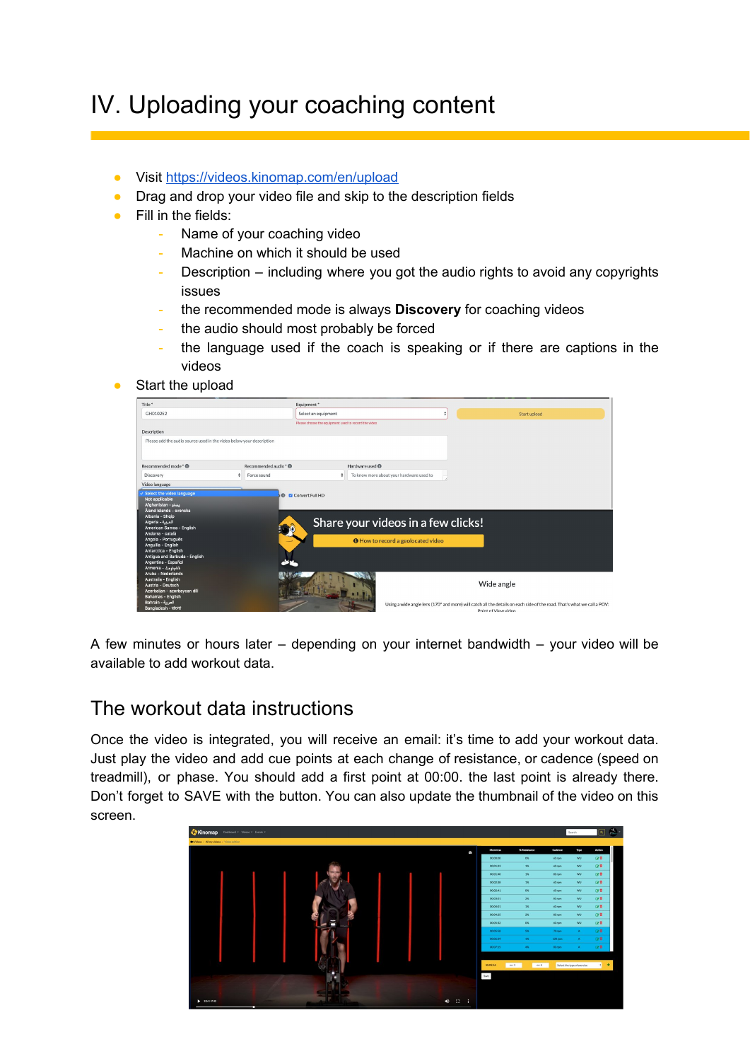# IV. Uploading your coaching content

- Visit [https://videos.kinomap.com/en/upload](https://videos.kinomap.com/en/upload)
- Drag and drop your video file and skip to the description fields
- Fill in the fields:
  - Name of your coaching video
  - Machine on which it should be used
  - Description – including where you got the audio rights to avoid any copyrights issues
  - the recommended mode is always **Discovery** for coaching videos
  - the audio should most probably be forced
  - the language used if the coach is speaking or if there are captions in the videos
- Start the upload

A few minutes or hours later – depending on your internet bandwidth – your video will be available to add workout data.

## The workout data instructions

Once the video is integrated, you will receive an email: it's time to add your workout data. Just play the video and add cue points at each change of resistance, or cadence (speed on treadmill), or phase. You should add a first point at 00:00. the last point is already there. Don't forget to SAVE with the button. You can also update the thumbnail of the video on this screen.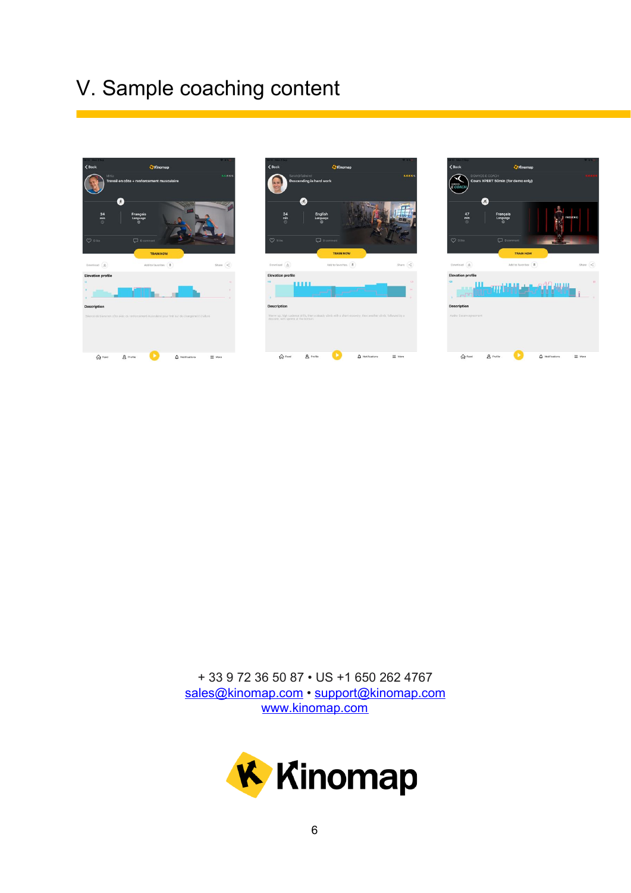# V. Sample coaching content

+ 33 9 72 36 50 87 • US +1 650 262 4767
sales@kinomap.com • support@kinomap.com
www.kinomap.com